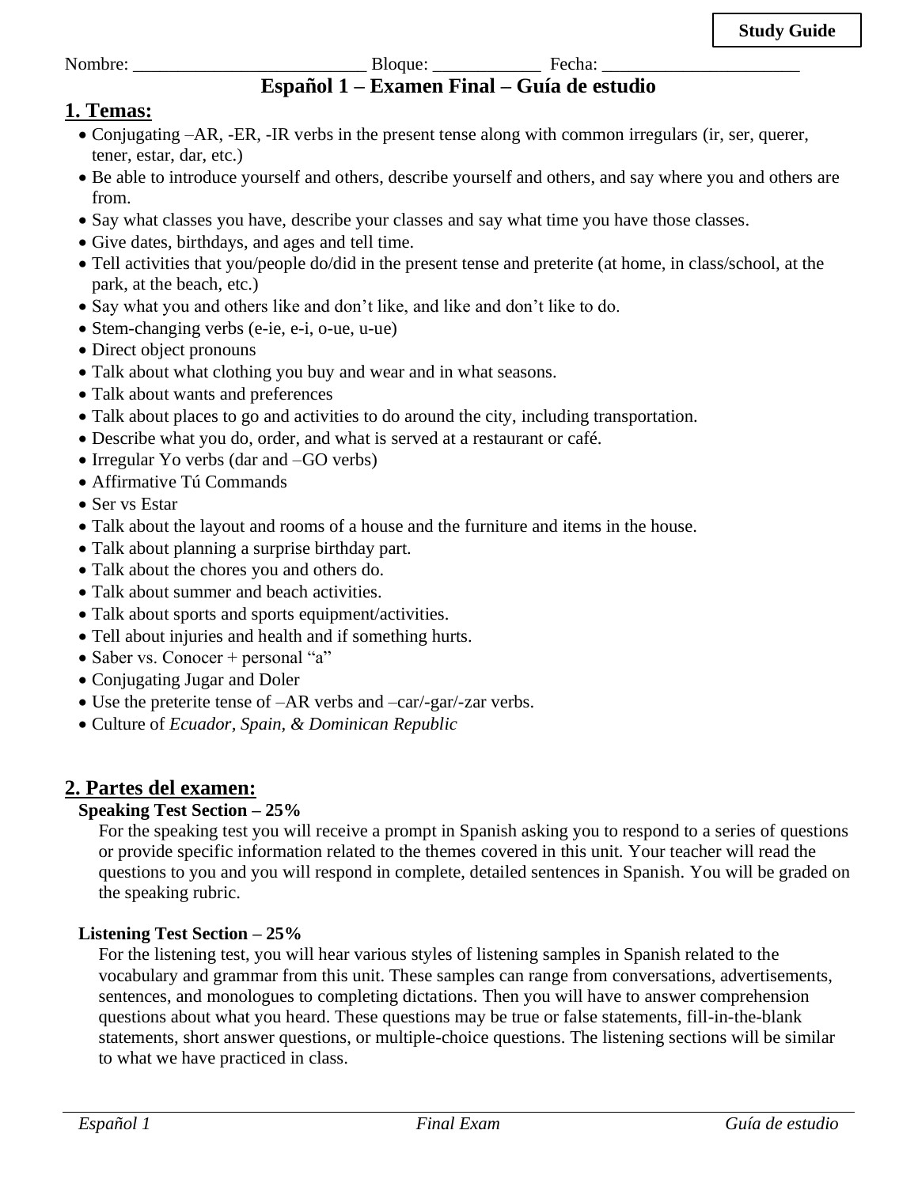**Study Guide**

Nombre: __________________________ Bloque: ____________ Fecha: ______________________

# Español 1 – Examen Final – Guía de estudio

## 1. Temas:

- Conjugating –AR, -ER, -IR verbs in the present tense along with common irregulars (ir, ser, querer, tener, estar, dar, etc.)
- Be able to introduce yourself and others, describe yourself and others, and say where you and others are from.
- Say what classes you have, describe your classes and say what time you have those classes.
- Give dates, birthdays, and ages and tell time.
- Tell activities that you/people do/did in the present tense and preterite (at home, in class/school, at the park, at the beach, etc.)
- Say what you and others like and don't like, and like and don't like to do.
- Stem-changing verbs (e-ie, e-i, o-ue, u-ue)
- Direct object pronouns
- Talk about what clothing you buy and wear and in what seasons.
- Talk about wants and preferences
- Talk about places to go and activities to do around the city, including transportation.
- Describe what you do, order, and what is served at a restaurant or café.
- Irregular Yo verbs (dar and –GO verbs)
- Affirmative Tú Commands
- Ser vs Estar
- Talk about the layout and rooms of a house and the furniture and items in the house.
- Talk about planning a surprise birthday part.
- Talk about the chores you and others do.
- Talk about summer and beach activities.
- Talk about sports and sports equipment/activities.
- Tell about injuries and health and if something hurts.
- Saber vs. Conocer + personal "a"
- Conjugating Jugar and Doler
- Use the preterite tense of –AR verbs and –car/-gar/-zar verbs.
- Culture of *Ecuador, Spain, & Dominican Republic*

## 2. Partes del examen:

**Speaking Test Section – 25%**

For the speaking test you will receive a prompt in Spanish asking you to respond to a series of questions or provide specific information related to the themes covered in this unit. Your teacher will read the questions to you and you will respond in complete, detailed sentences in Spanish. You will be graded on the speaking rubric.

**Listening Test Section – 25%**

For the listening test, you will hear various styles of listening samples in Spanish related to the vocabulary and grammar from this unit. These samples can range from conversations, advertisements, sentences, and monologues to completing dictations. Then you will have to answer comprehension questions about what you heard. These questions may be true or false statements, fill-in-the-blank statements, short answer questions, or multiple-choice questions. The listening sections will be similar to what we have practiced in class.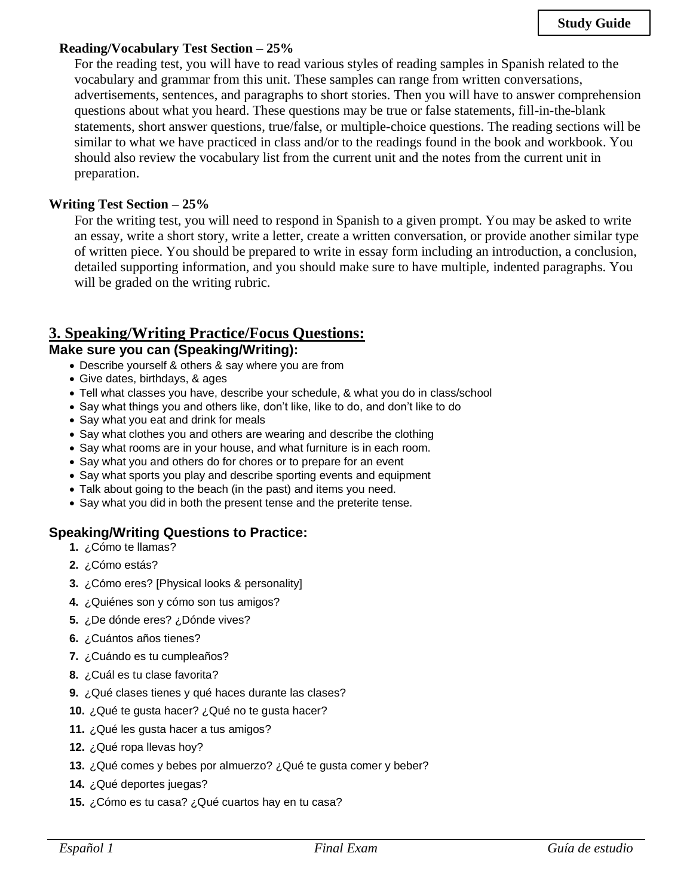**Reading/Vocabulary Test Section – 25%**

For the reading test, you will have to read various styles of reading samples in Spanish related to the vocabulary and grammar from this unit. These samples can range from written conversations, advertisements, sentences, and paragraphs to short stories. Then you will have to answer comprehension questions about what you heard. These questions may be true or false statements, fill-in-the-blank statements, short answer questions, true/false, or multiple-choice questions. The reading sections will be similar to what we have practiced in class and/or to the readings found in the book and workbook. You should also review the vocabulary list from the current unit and the notes from the current unit in preparation.

**Writing Test Section – 25%**

For the writing test, you will need to respond in Spanish to a given prompt. You may be asked to write an essay, write a short story, write a letter, create a written conversation, or provide another similar type of written piece. You should be prepared to write in essay form including an introduction, a conclusion, detailed supporting information, and you should make sure to have multiple, indented paragraphs. You will be graded on the writing rubric.

## 3. Speaking/Writing Practice/Focus Questions:

### Make sure you can (Speaking/Writing):

- Describe yourself & others & say where you are from
- Give dates, birthdays, & ages
- Tell what classes you have, describe your schedule, & what you do in class/school
- Say what things you and others like, don't like, like to do, and don't like to do
- Say what you eat and drink for meals
- Say what clothes you and others are wearing and describe the clothing
- Say what rooms are in your house, and what furniture is in each room.
- Say what you and others do for chores or to prepare for an event
- Say what sports you play and describe sporting events and equipment
- Talk about going to the beach (in the past) and items you need.
- Say what you did in both the present tense and the preterite tense.

### Speaking/Writing Questions to Practice:

1. ¿Cómo te llamas?
2. ¿Cómo estás?
3. ¿Cómo eres? [Physical looks & personality]
4. ¿Quiénes son y cómo son tus amigos?
5. ¿De dónde eres? ¿Dónde vives?
6. ¿Cuántos años tienes?
7. ¿Cuándo es tu cumpleaños?
8. ¿Cuál es tu clase favorita?
9. ¿Qué clases tienes y qué haces durante las clases?
10. ¿Qué te gusta hacer? ¿Qué no te gusta hacer?
11. ¿Qué les gusta hacer a tus amigos?
12. ¿Qué ropa llevas hoy?
13. ¿Qué comes y bebes por almuerzo? ¿Qué te gusta comer y beber?
14. ¿Qué deportes juegas?
15. ¿Cómo es tu casa? ¿Qué cuartos hay en tu casa?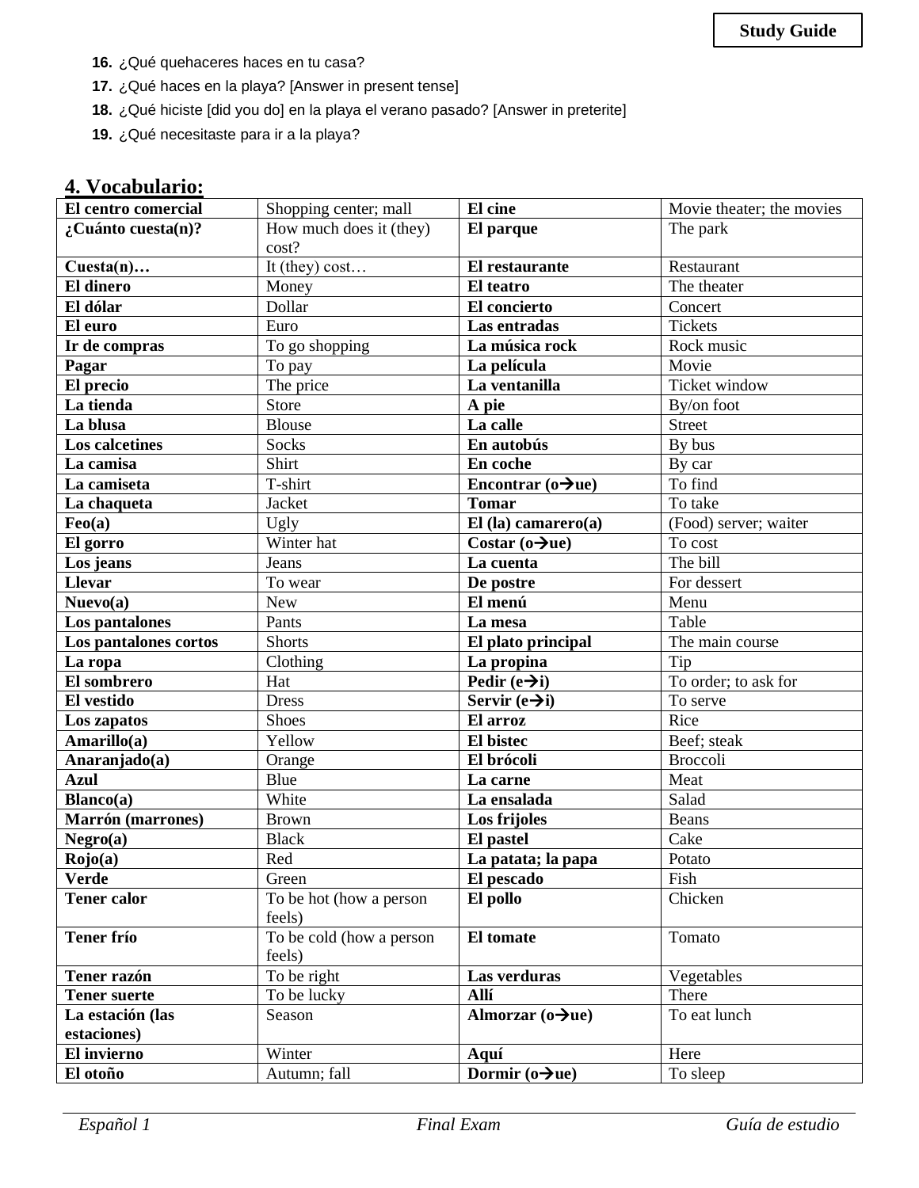16. ¿Qué quehaceres haces en tu casa?
17. ¿Qué haces en la playa? [Answer in present tense]
18. ¿Qué hiciste [did you do] en la playa el verano pasado? [Answer in preterite]
19. ¿Qué necesitaste para ir a la playa?

## 4. Vocabulario:

| | | | |
|---|---|---|---|
| **El centro comercial** | Shopping center; mall | **El cine** | Movie theater; the movies |
| **¿Cuánto cuesta(n)?** | How much does it (they) cost? | **El parque** | The park |
| **Cuesta(n)…** | It (they) cost… | **El restaurante** | Restaurant |
| **El dinero** | Money | **El teatro** | The theater |
| **El dólar** | Dollar | **El concierto** | Concert |
| **El euro** | Euro | **Las entradas** | Tickets |
| **Ir de compras** | To go shopping | **La música rock** | Rock music |
| **Pagar** | To pay | **La película** | Movie |
| **El precio** | The price | **La ventanilla** | Ticket window |
| **La tienda** | Store | **A pie** | By/on foot |
| **La blusa** | Blouse | **La calle** | Street |
| **Los calcetines** | Socks | **En autobús** | By bus |
| **La camisa** | Shirt | **En coche** | By car |
| **La camiseta** | T-shirt | **Encontrar (o→ue)** | To find |
| **La chaqueta** | Jacket | **Tomar** | To take |
| **Feo(a)** | Ugly | **El (la) camarero(a)** | (Food) server; waiter |
| **El gorro** | Winter hat | **Costar (o→ue)** | To cost |
| **Los jeans** | Jeans | **La cuenta** | The bill |
| **Llevar** | To wear | **De postre** | For dessert |
| **Nuevo(a)** | New | **El menú** | Menu |
| **Los pantalones** | Pants | **La mesa** | Table |
| **Los pantalones cortos** | Shorts | **El plato principal** | The main course |
| **La ropa** | Clothing | **La propina** | Tip |
| **El sombrero** | Hat | **Pedir (e→i)** | To order; to ask for |
| **El vestido** | Dress | **Servir (e→i)** | To serve |
| **Los zapatos** | Shoes | **El arroz** | Rice |
| **Amarillo(a)** | Yellow | **El bistec** | Beef; steak |
| **Anaranjado(a)** | Orange | **El brócoli** | Broccoli |
| **Azul** | Blue | **La carne** | Meat |
| **Blanco(a)** | White | **La ensalada** | Salad |
| **Marrón (marrones)** | Brown | **Los frijoles** | Beans |
| **Negro(a)** | Black | **El pastel** | Cake |
| **Rojo(a)** | Red | **La patata; la papa** | Potato |
| **Verde** | Green | **El pescado** | Fish |
| **Tener calor** | To be hot (how a person feels) | **El pollo** | Chicken |
| **Tener frío** | To be cold (how a person feels) | **El tomate** | Tomato |
| **Tener razón** | To be right | **Las verduras** | Vegetables |
| **Tener suerte** | To be lucky | **Allí** | There |
| **La estación (las estaciones)** | Season | **Almorzar (o→ue)** | To eat lunch |
| **El invierno** | Winter | **Aquí** | Here |
| **El otoño** | Autumn; fall | **Dormir (o→ue)** | To sleep |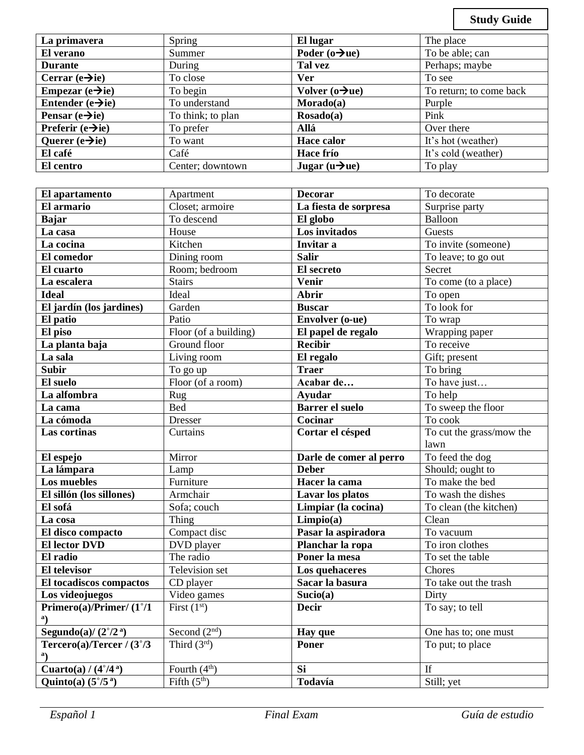**Study Guide**

| | | | |
|---|---|---|---|
| **La primavera** | Spring | **El lugar** | The place |
| **El verano** | Summer | **Poder (o→ue)** | To be able; can |
| **Durante** | During | **Tal vez** | Perhaps; maybe |
| **Cerrar (e→ie)** | To close | **Ver** | To see |
| **Empezar (e→ie)** | To begin | **Volver (o→ue)** | To return; to come back |
| **Entender (e→ie)** | To understand | **Morado(a)** | Purple |
| **Pensar (e→ie)** | To think; to plan | **Rosado(a)** | Pink |
| **Preferir (e→ie)** | To prefer | **Allá** | Over there |
| **Querer (e→ie)** | To want | **Hace calor** | It's hot (weather) |
| **El café** | Café | **Hace frío** | It's cold (weather) |
| **El centro** | Center; downtown | **Jugar (u→ue)** | To play |

| | | | |
|---|---|---|---|
| **El apartamento** | Apartment | **Decorar** | To decorate |
| **El armario** | Closet; armoire | **La fiesta de sorpresa** | Surprise party |
| **Bajar** | To descend | **El globo** | Balloon |
| **La casa** | House | **Los invitados** | Guests |
| **La cocina** | Kitchen | **Invitar a** | To invite (someone) |
| **El comedor** | Dining room | **Salir** | To leave; to go out |
| **El cuarto** | Room; bedroom | **El secreto** | Secret |
| **La escalera** | Stairs | **Venir** | To come (to a place) |
| **Ideal** | Ideal | **Abrir** | To open |
| **El jardín (los jardines)** | Garden | **Buscar** | To look for |
| **El patio** | Patio | **Envolver (o-ue)** | To wrap |
| **El piso** | Floor (of a building) | **El papel de regalo** | Wrapping paper |
| **La planta baja** | Ground floor | **Recibir** | To receive |
| **La sala** | Living room | **El regalo** | Gift; present |
| **Subir** | To go up | **Traer** | To bring |
| **El suelo** | Floor (of a room) | **Acabar de…** | To have just… |
| **La alfombra** | Rug | **Ayudar** | To help |
| **La cama** | Bed | **Barrer el suelo** | To sweep the floor |
| **La cómoda** | Dresser | **Cocinar** | To cook |
| **Las cortinas** | Curtains | **Cortar el césped** | To cut the grass/mow the lawn |
| **El espejo** | Mirror | **Darle de comer al perro** | To feed the dog |
| **La lámpara** | Lamp | **Deber** | Should; ought to |
| **Los muebles** | Furniture | **Hacer la cama** | To make the bed |
| **El sillón (los sillones)** | Armchair | **Lavar los platos** | To wash the dishes |
| **El sofá** | Sofa; couch | **Limpiar (la cocina)** | To clean (the kitchen) |
| **La cosa** | Thing | **Limpio(a)** | Clean |
| **El disco compacto** | Compact disc | **Pasar la aspiradora** | To vacuum |
| **El lector DVD** | DVD player | **Planchar la ropa** | To iron clothes |
| **El radio** | The radio | **Poner la mesa** | To set the table |
| **El televisor** | Television set | **Los quehaceres** | Chores |
| **El tocadiscos compactos** | CD player | **Sacar la basura** | To take out the trash |
| **Los videojuegos** | Video games | **Sucio(a)** | Dirty |
| **Primero(a)/Primer/ (1˚/1ª)** | First (1st) | **Decir** | To say; to tell |
| **Segundo(a)/ (2˚/2ª)** | Second (2nd) | **Hay que** | One has to; one must |
| **Tercero(a)/Tercer / (3˚/3ª)** | Third (3rd) | **Poner** | To put; to place |
| **Cuarto(a) / (4˚/4ª)** | Fourth (4th) | **Si** | If |
| **Quinto(a) (5˚/5ª)** | Fifth (5th) | **Todavía** | Still; yet |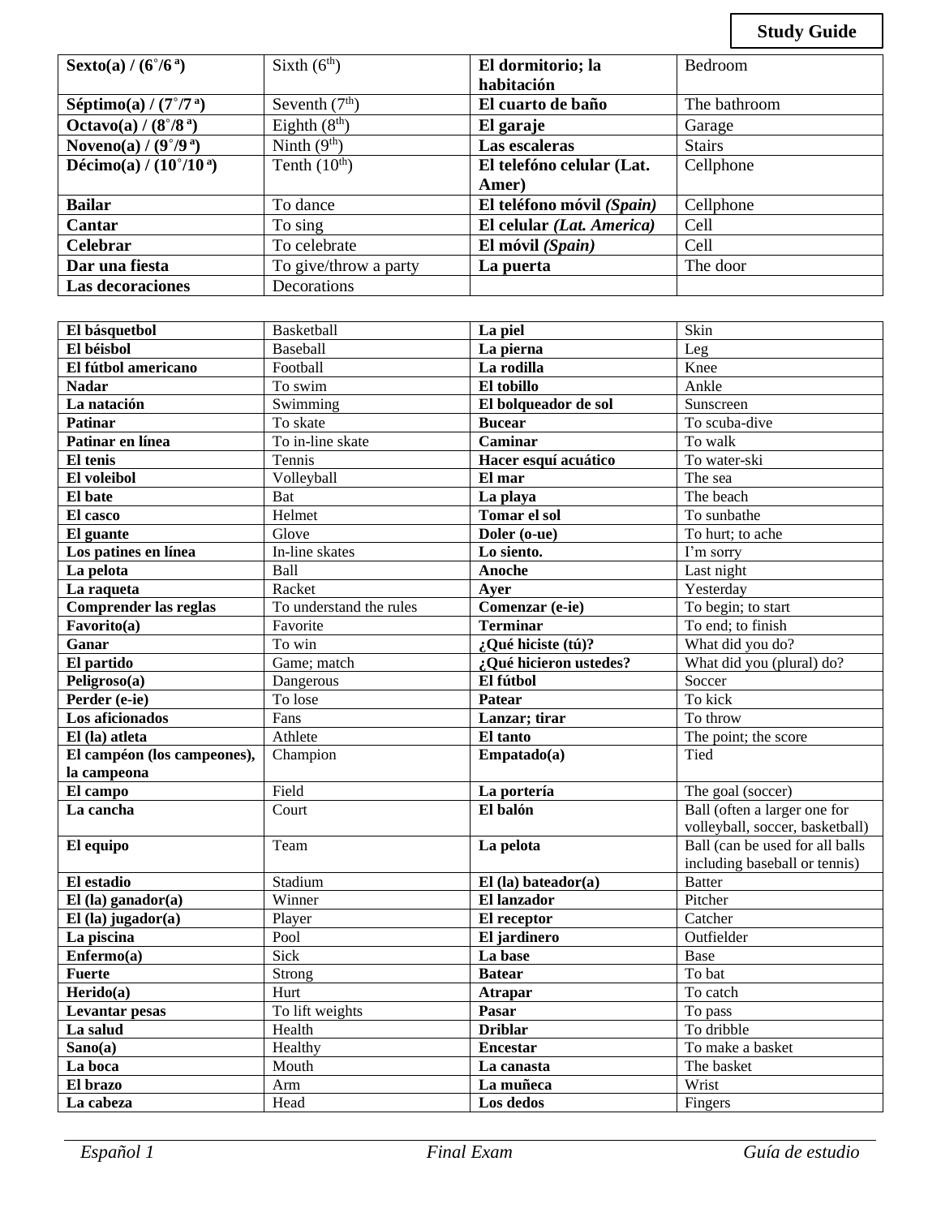**Study Guide**

| | | | |
|---|---|---|---|
| **Sexto(a) / (6˚/6ª)** | Sixth (6th) | **El dormitorio; la habitación** | Bedroom |
| **Séptimo(a) / (7˚/7ª)** | Seventh (7th) | **El cuarto de baño** | The bathroom |
| **Octavo(a) / (8˚/8ª)** | Eighth (8th) | **El garaje** | Garage |
| **Noveno(a) / (9˚/9ª)** | Ninth (9th) | **Las escaleras** | Stairs |
| **Décimo(a) / (10˚/10ª)** | Tenth (10th) | **El telefóno celular (Lat. Amer)** | Cellphone |
| **Bailar** | To dance | **El teléfono móvil *(Spain)*** | Cellphone |
| **Cantar** | To sing | **El celular *(Lat. America)*** | Cell |
| **Celebrar** | To celebrate | **El móvil *(Spain)*** | Cell |
| **Dar una fiesta** | To give/throw a party | **La puerta** | The door |
| **Las decoraciones** | Decorations | | |

| | | | |
|---|---|---|---|
| **El básquetbol** | Basketball | **La piel** | Skin |
| **El béisbol** | Baseball | **La pierna** | Leg |
| **El fútbol americano** | Football | **La rodilla** | Knee |
| **Nadar** | To swim | **El tobillo** | Ankle |
| **La natación** | Swimming | **El bolqueador de sol** | Sunscreen |
| **Patinar** | To skate | **Bucear** | To scuba-dive |
| **Patinar en línea** | To in-line skate | **Caminar** | To walk |
| **El tenis** | Tennis | **Hacer esquí acuático** | To water-ski |
| **El voleibol** | Volleyball | **El mar** | The sea |
| **El bate** | Bat | **La playa** | The beach |
| **El casco** | Helmet | **Tomar el sol** | To sunbathe |
| **El guante** | Glove | **Doler (o-ue)** | To hurt; to ache |
| **Los patines en línea** | In-line skates | **Lo siento.** | I'm sorry |
| **La pelota** | Ball | **Anoche** | Last night |
| **La raqueta** | Racket | **Ayer** | Yesterday |
| **Comprender las reglas** | To understand the rules | **Comenzar (e-ie)** | To begin; to start |
| **Favorito(a)** | Favorite | **Terminar** | To end; to finish |
| **Ganar** | To win | **¿Qué hiciste (tú)?** | What did you do? |
| **El partido** | Game; match | **¿Qué hicieron ustedes?** | What did you (plural) do? |
| **Peligroso(a)** | Dangerous | **El fútbol** | Soccer |
| **Perder (e-ie)** | To lose | **Patear** | To kick |
| **Los aficionados** | Fans | **Lanzar; tirar** | To throw |
| **El (la) atleta** | Athlete | **El tanto** | The point; the score |
| **El campéon (los campeones), la campeona** | Champion | **Empatado(a)** | Tied |
| **El campo** | Field | **La portería** | The goal (soccer) |
| **La cancha** | Court | **El balón** | Ball (often a larger one for volleyball, soccer, basketball) |
| **El equipo** | Team | **La pelota** | Ball (can be used for all balls including baseball or tennis) |
| **El estadio** | Stadium | **El (la) bateador(a)** | Batter |
| **El (la) ganador(a)** | Winner | **El lanzador** | Pitcher |
| **El (la) jugador(a)** | Player | **El receptor** | Catcher |
| **La piscina** | Pool | **El jardinero** | Outfielder |
| **Enfermo(a)** | Sick | **La base** | Base |
| **Fuerte** | Strong | **Batear** | To bat |
| **Herido(a)** | Hurt | **Atrapar** | To catch |
| **Levantar pesas** | To lift weights | **Pasar** | To pass |
| **La salud** | Health | **Driblar** | To dribble |
| **Sano(a)** | Healthy | **Encestar** | To make a basket |
| **La boca** | Mouth | **La canasta** | The basket |
| **El brazo** | Arm | **La muñeca** | Wrist |
| **La cabeza** | Head | **Los dedos** | Fingers |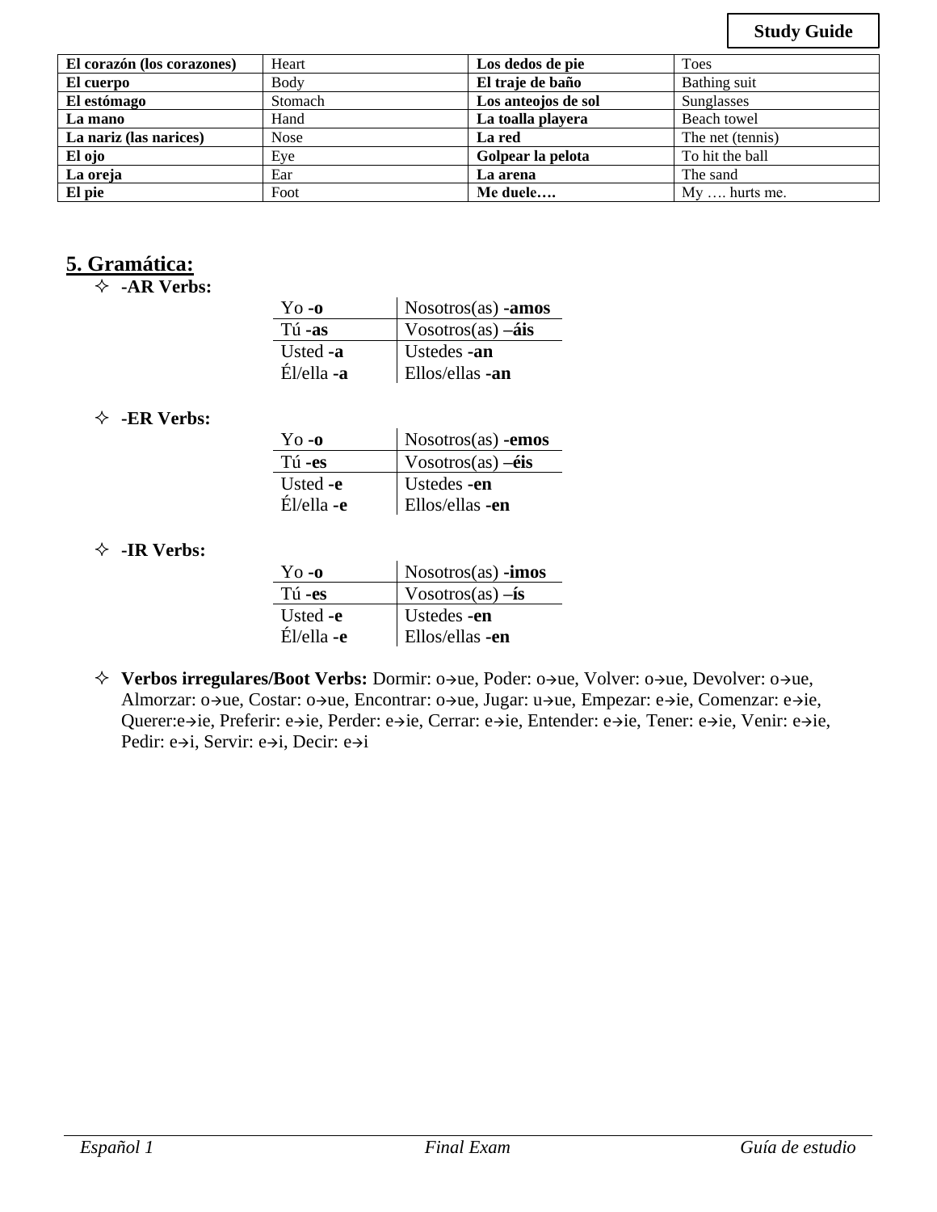**Study Guide**

| El corazón (los corazones) | Heart | Los dedos de pie | Toes |
|---|---|---|---|
| **El cuerpo** | Body | **El traje de baño** | Bathing suit |
| **El estómago** | Stomach | **Los anteojos de sol** | Sunglasses |
| **La mano** | Hand | **La toalla playera** | Beach towel |
| **La nariz (las narices)** | Nose | **La red** | The net (tennis) |
| **El ojo** | Eye | **Golpear la pelota** | To hit the ball |
| **La oreja** | Ear | **La arena** | The sand |
| **El pie** | Foot | **Me duele….** | My …. hurts me. |

## 5. Gramática:

- **-AR Verbs:**

| Yo **-o** | Nosotros(as) **-amos** |
|---|---|
| Tú **-as** | Vosotros(as) **–áis** |
| Usted **-a** | Ustedes **-an** |
| Él/ella **-a** | Ellos/ellas **-an** |

- **-ER Verbs:**

| Yo **-o** | Nosotros(as) **-emos** |
|---|---|
| Tú **-es** | Vosotros(as) **–éis** |
| Usted **-e** | Ustedes **-en** |
| Él/ella **-e** | Ellos/ellas **-en** |

- **-IR Verbs:**

| Yo **-o** | Nosotros(as) **-imos** |
|---|---|
| Tú **-es** | Vosotros(as) **–ís** |
| Usted **-e** | Ustedes **-en** |
| Él/ella **-e** | Ellos/ellas **-en** |

- **Verbos irregulares/Boot Verbs:** Dormir: o→ue, Poder: o→ue, Volver: o→ue, Devolver: o→ue, Almorzar: o→ue, Costar: o→ue, Encontrar: o→ue, Jugar: u→ue, Empezar: e→ie, Comenzar: e→ie, Querer:e→ie, Preferir: e→ie, Perder: e→ie, Cerrar: e→ie, Entender: e→ie, Tener: e→ie, Venir: e→ie, Pedir: e→i, Servir: e→i, Decir: e→i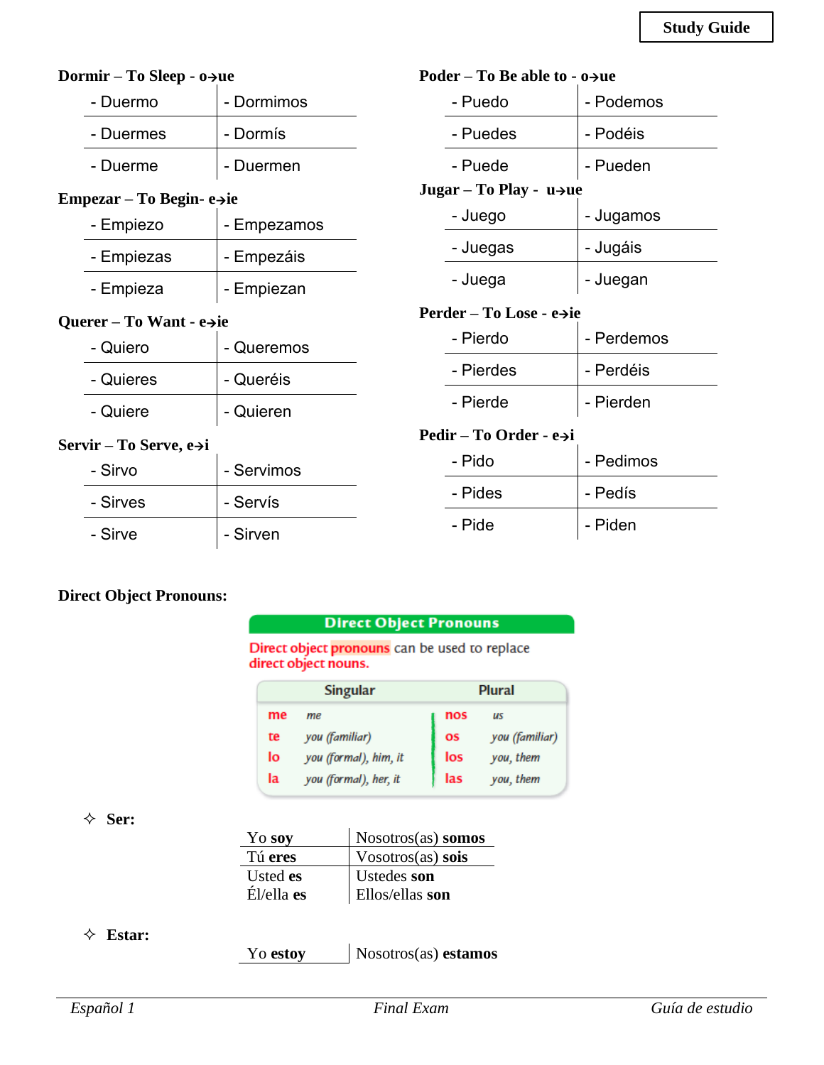**Study Guide**

**Dormir – To Sleep - o→ue**

| | |
|---|---|
| - Duermo | - Dormimos |
| - Duermes | - Dormís |
| - Duerme | - Duermen |

**Empezar – To Begin- e→ie**

| | |
|---|---|
| - Empiezo | - Empezamos |
| - Empiezas | - Empezáis |
| - Empieza | - Empiezan |

**Querer – To Want - e→ie**

| | |
|---|---|
| - Quiero | - Queremos |
| - Quieres | - Queréis |
| - Quiere | - Quieren |

**Servir – To Serve, e→i**

| | |
|---|---|
| - Sirvo | - Servimos |
| - Sirves | - Servís |
| - Sirve | - Sirven |

**Poder – To Be able to - o→ue**

| | |
|---|---|
| - Puedo | - Podemos |
| - Puedes | - Podéis |
| - Puede | - Pueden |

**Jugar – To Play - u→ue**

| | |
|---|---|
| - Juego | - Jugamos |
| - Juegas | - Jugáis |
| - Juega | - Juegan |

**Perder – To Lose - e→ie**

| | |
|---|---|
| - Pierdo | - Perdemos |
| - Pierdes | - Perdéis |
| - Pierde | - Pierden |

**Pedir – To Order - e→i**

| | |
|---|---|
| - Pido | - Pedimos |
| - Pides | - Pedís |
| - Pide | - Piden |

**Direct Object Pronouns:**

**Direct Object Pronouns**

Direct object pronouns can be used to replace direct object nouns.

| Singular | | Plural | |
|---|---|---|---|
| me | *me* | nos | *us* |
| te | *you (familiar)* | os | *you (familiar)* |
| lo | *you (formal), him, it* | los | *you, them* |
| la | *you (formal), her, it* | las | *you, them* |

✧ **Ser:**

| | |
|---|---|
| Yo **soy** | Nosotros(as) **somos** |
| Tú **eres** | Vosotros(as) **sois** |
| Usted **es** | Ustedes **son** |
| Él/ella **es** | Ellos/ellas **son** |

✧ **Estar:**

| | |
|---|---|
| Yo **estoy** | Nosotros(as) **estamos** |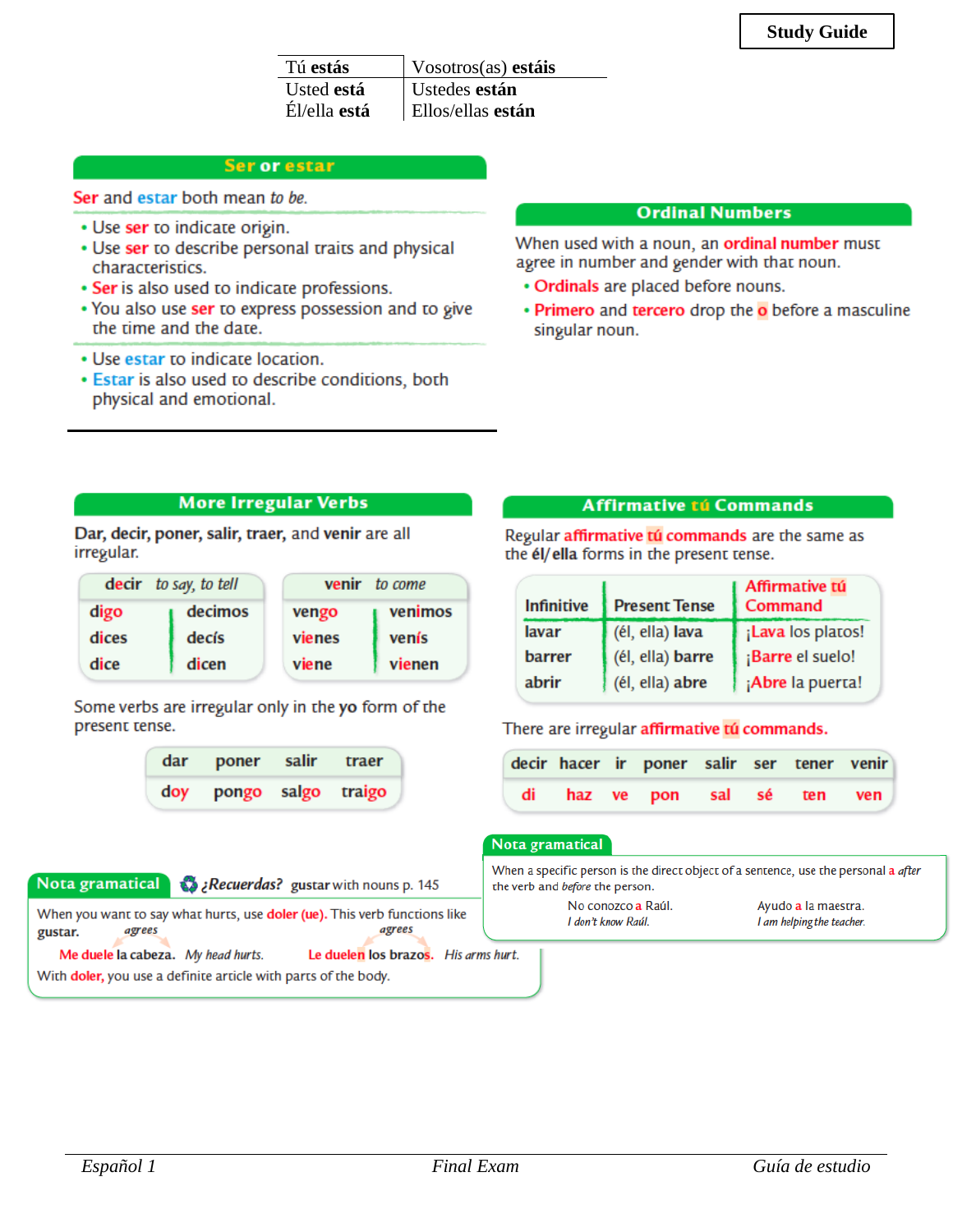| | |
|---|---|
| Tú **estás** | Vosotros(as) **estáis** |
| Usted **está** | Ustedes **están** |
| Él/ella **está** | Ellos/ellas **están** |

## Ser or estar

Ser and estar both mean *to be.*

- Use ser to indicate origin.
- Use ser to describe personal traits and physical characteristics.
- Ser is also used to indicate professions.
- You also use ser to express possession and to give the time and the date.

- Use estar to indicate location.
- Estar is also used to describe conditions, both physical and emotional.

## Ordinal Numbers

When used with a noun, an ordinal number must agree in number and gender with that noun.

- Ordinals are placed before nouns.
- Primero and tercero drop the o before a masculine singular noun.

## More Irregular Verbs

**Dar, decir, poner, salir, traer,** and **venir** are all irregular.

| decir *to say, to tell* | |
|---|---|
| digo | decimos |
| dices | decís |
| dice | dicen |

| venir *to come* | |
|---|---|
| vengo | venimos |
| vienes | venís |
| viene | vienen |

Some verbs are irregular only in the **yo** form of the present tense.

| dar | poner | salir | traer |
|---|---|---|---|
| doy | pongo | salgo | traigo |

## Affirmative tú Commands

Regular affirmative tú commands are the same as the **él/ella** forms in the present tense.

| Infinitive | Present Tense | Affirmative tú Command |
|---|---|---|
| lavar | (él, ella) lava | ¡Lava los platos! |
| barrer | (él, ella) barre | ¡Barre el suelo! |
| abrir | (él, ella) abre | ¡Abre la puerta! |

There are irregular affirmative tú commands.

| decir | hacer | ir | poner | salir | ser | tener | venir |
|---|---|---|---|---|---|---|---|
| di | haz | ve | pon | sal | sé | ten | ven |

## Nota gramatical

¿Recuerdas? **gustar** with nouns p. 145

When you want to say what hurts, use doler (ue). This verb functions like **gustar.**

Me duele la cabeza. *My head hurts.* (agrees)  Le duelen los brazos. *His arms hurt.* (agrees)

With doler, you use a definite article with parts of the body.

## Nota gramatical

When a specific person is the direct object of a sentence, use the personal **a** *after* the verb and *before* the person.

No conozco **a** Raúl.  
*I don't know Raúl.*

Ayudo **a** la maestra.  
*I am helping the teacher.*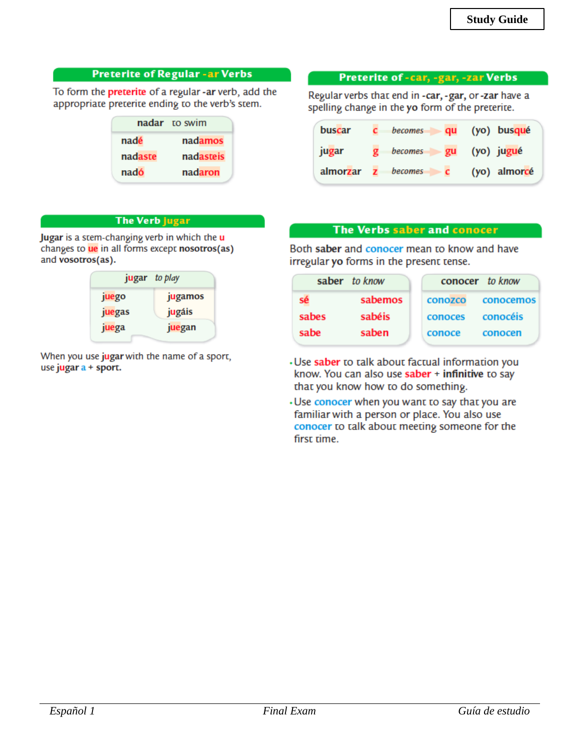Study Guide

## Preterite of Regular -ar Verbs

To form the **preterite** of a regular **-ar** verb, add the appropriate preterite ending to the verb's stem.

| **nadar** to swim | |
|---|---|
| nadé | nadamos |
| nadaste | nadasteis |
| nadó | nadaron |

## Preterite of -car, -gar, -zar Verbs

Regular verbs that end in **-car, -gar,** or **-zar** have a spelling change in the **yo** form of the preterite.

| | | | | |
|---|---|---|---|---|
| buscar | c | *becomes* | qu | (yo) busqué |
| jugar | g | *becomes* | gu | (yo) jugué |
| almorzar | z | *becomes* | c | (yo) almorcé |

## The Verb jugar

**Jugar** is a stem-changing verb in which the **u** changes to **ue** in all forms except **nosotros(as)** and **vosotros(as).**

| **jugar** *to play* | |
|---|---|
| juego | jugamos |
| juegas | jugáis |
| juega | juegan |

When you use **jugar** with the name of a sport, use **jugar a + sport.**

## The Verbs saber and conocer

Both **saber** and **conocer** mean to know and have irregular **yo** forms in the present tense.

| **saber** *to know* | |
|---|---|
| sé | sabemos |
| sabes | sabéis |
| sabe | saben |

| **conocer** *to know* | |
|---|---|
| conozco | conocemos |
| conoces | conocéis |
| conoce | conocen |

- Use **saber** to talk about factual information you know. You can also use **saber** + **infinitive** to say that you know how to do something.
- Use **conocer** when you want to say that you are familiar with a person or place. You also use **conocer** to talk about meeting someone for the first time.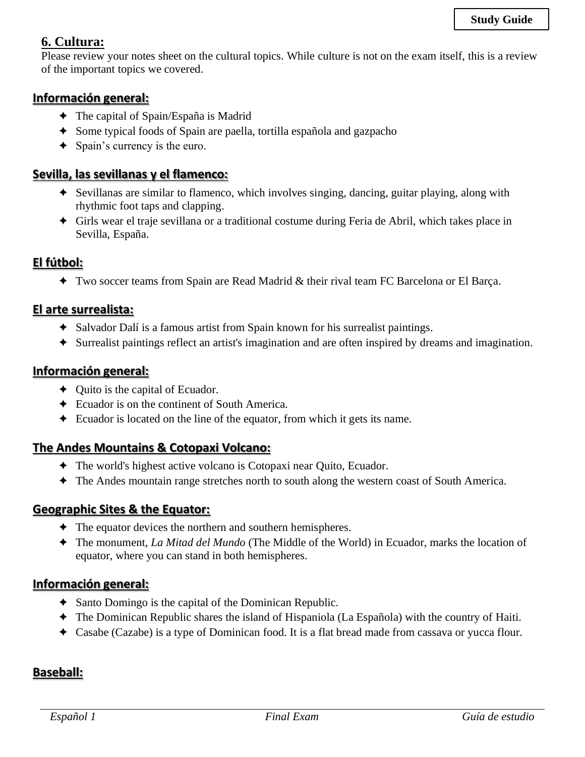## 6. Cultura:

Please review your notes sheet on the cultural topics. While culture is not on the exam itself, this is a review of the important topics we covered.

### Información general:

- The capital of Spain/España is Madrid
- Some typical foods of Spain are paella, tortilla española and gazpacho
- Spain's currency is the euro.

### Sevilla, las sevillanas y el flamenco:

- Sevillanas are similar to flamenco, which involves singing, dancing, guitar playing, along with rhythmic foot taps and clapping.
- Girls wear el traje sevillana or a traditional costume during Feria de Abril, which takes place in Sevilla, España.

### El fútbol:

- Two soccer teams from Spain are Read Madrid & their rival team FC Barcelona or El Barça.

### El arte surrealista:

- Salvador Dalí is a famous artist from Spain known for his surrealist paintings.
- Surrealist paintings reflect an artist's imagination and are often inspired by dreams and imagination.

### Información general:

- Quito is the capital of Ecuador.
- Ecuador is on the continent of South America.
- Ecuador is located on the line of the equator, from which it gets its name.

### The Andes Mountains & Cotopaxi Volcano:

- The world's highest active volcano is Cotopaxi near Quito, Ecuador.
- The Andes mountain range stretches north to south along the western coast of South America.

### Geographic Sites & the Equator:

- The equator devices the northern and southern hemispheres.
- The monument, *La Mitad del Mundo* (The Middle of the World) in Ecuador, marks the location of equator, where you can stand in both hemispheres.

### Información general:

- Santo Domingo is the capital of the Dominican Republic.
- The Dominican Republic shares the island of Hispaniola (La Española) with the country of Haiti.
- Casabe (Cazabe) is a type of Dominican food. It is a flat bread made from cassava or yucca flour.

### Baseball: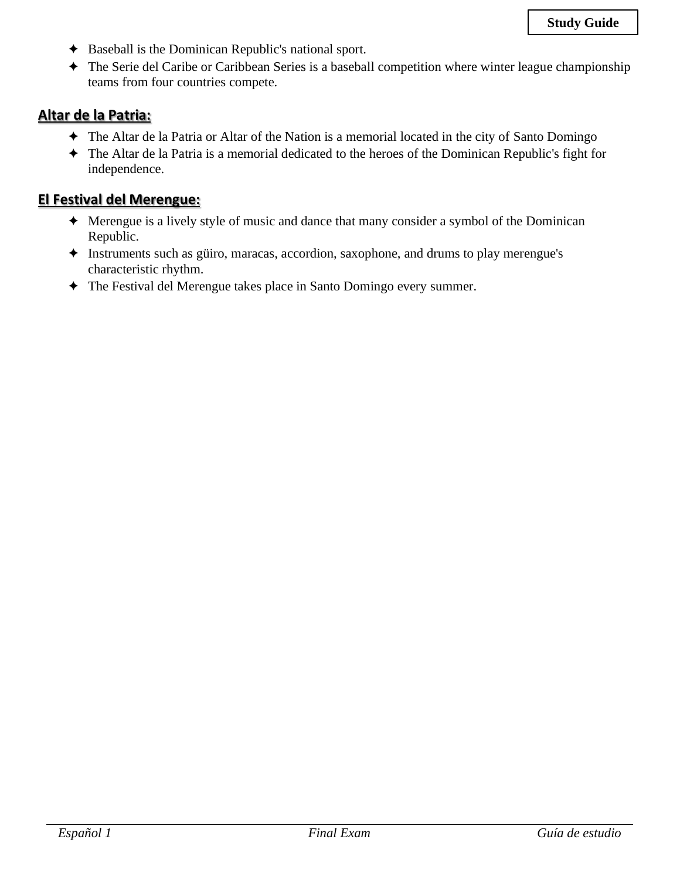- Baseball is the Dominican Republic's national sport.
- The Serie del Caribe or Caribbean Series is a baseball competition where winter league championship teams from four countries compete.

## Altar de la Patria:

- The Altar de la Patria or Altar of the Nation is a memorial located in the city of Santo Domingo
- The Altar de la Patria is a memorial dedicated to the heroes of the Dominican Republic's fight for independence.

## El Festival del Merengue:

- Merengue is a lively style of music and dance that many consider a symbol of the Dominican Republic.
- Instruments such as güiro, maracas, accordion, saxophone, and drums to play merengue's characteristic rhythm.
- The Festival del Merengue takes place in Santo Domingo every summer.